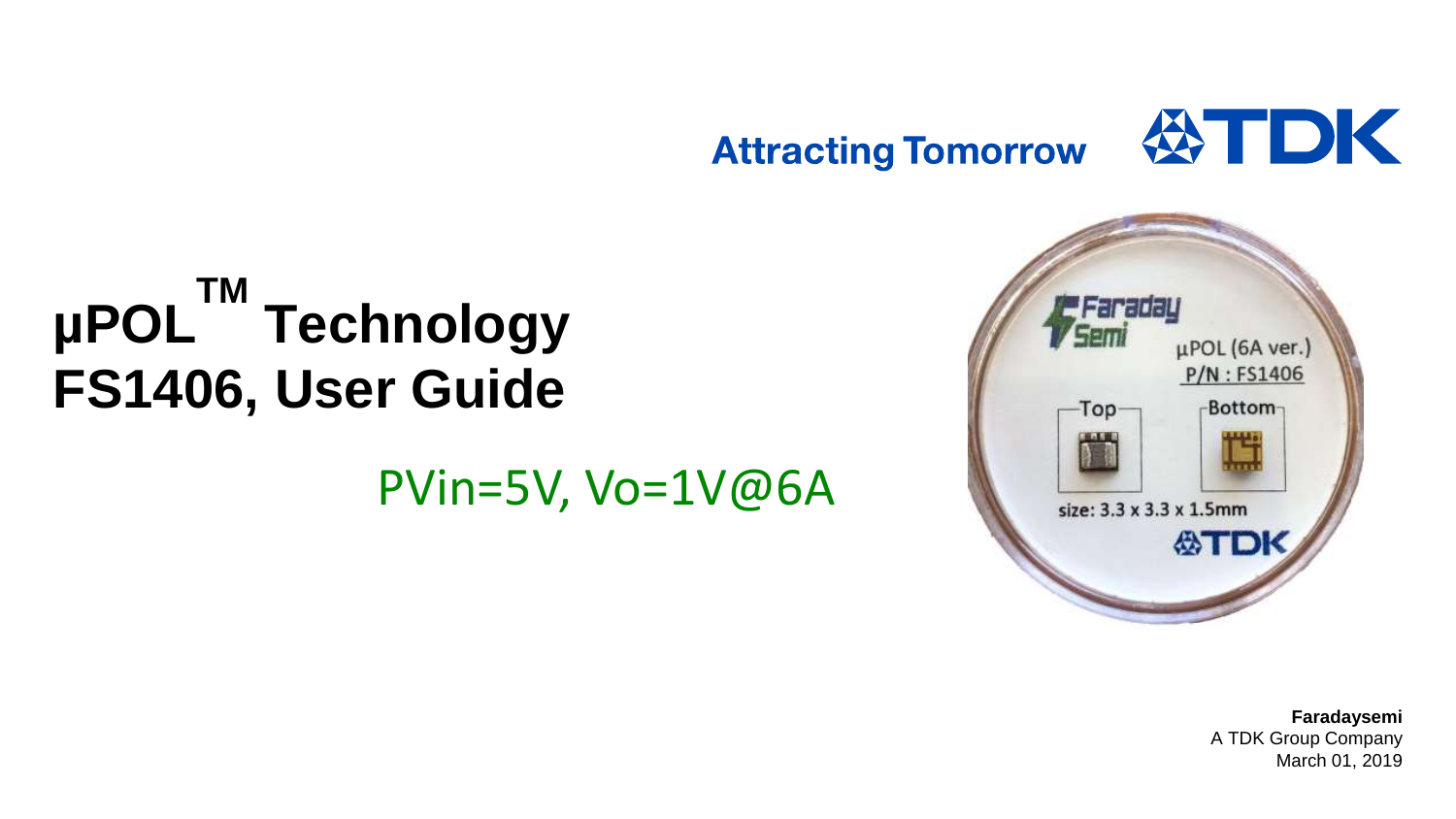Attracting Tomorrow TDK

# µPOL™ Technology FS1406, User Guide

PVin=5V, Vo=1V@6A

**Faradaysemi**
A TDK Group Company
March 01, 2019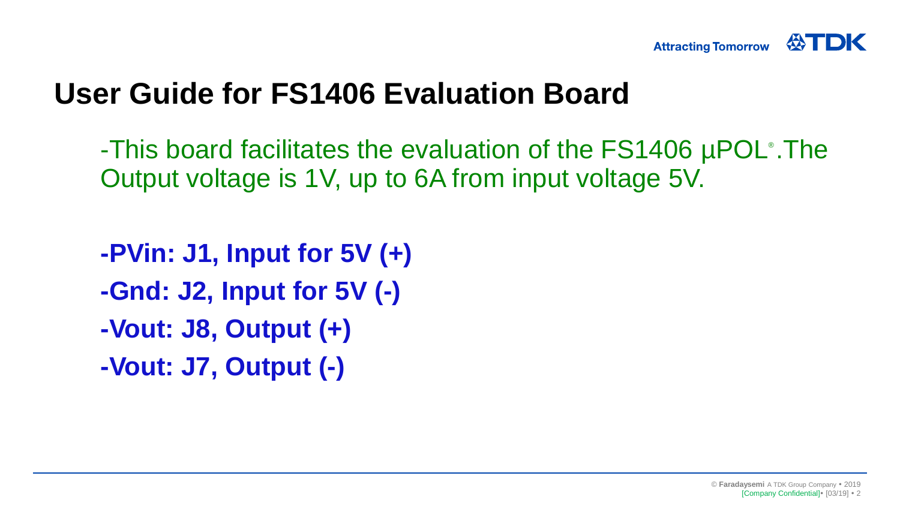# User Guide for FS1406 Evaluation Board

-This board facilitates the evaluation of the FS1406 µPOL®.The Output voltage is 1V, up to 6A from input voltage 5V.

**-PVin: J1, Input for 5V (+)**

**-Gnd: J2, Input for 5V (-)**

**-Vout: J8, Output (+)**

**-Vout: J7, Output (-)**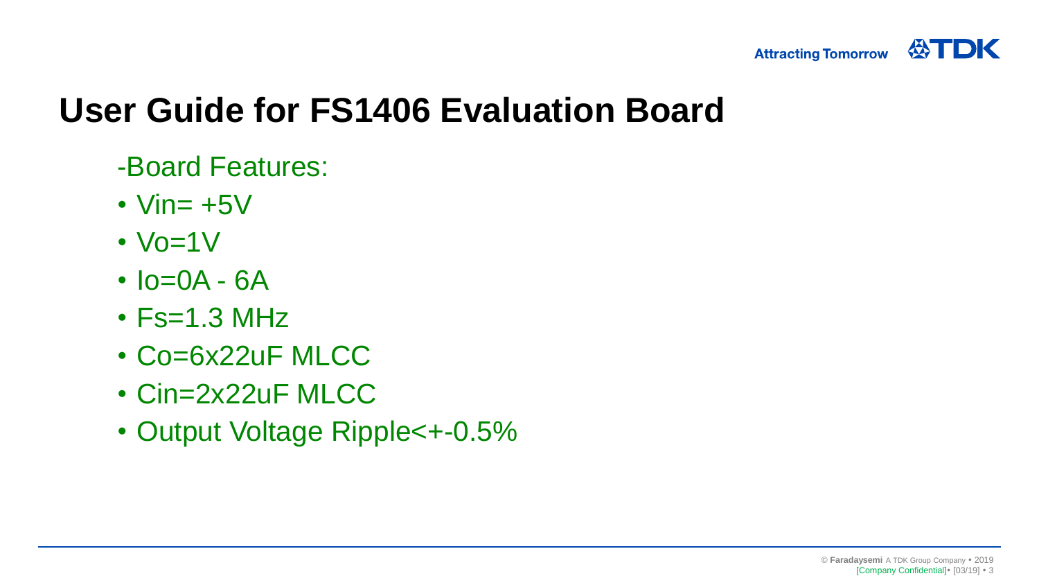# User Guide for FS1406 Evaluation Board

-Board Features:

- Vin= +5V
- Vo=1V
- Io=0A - 6A
- Fs=1.3 MHz
- Co=6x22uF MLCC
- Cin=2x22uF MLCC
- Output Voltage Ripple<+-0.5%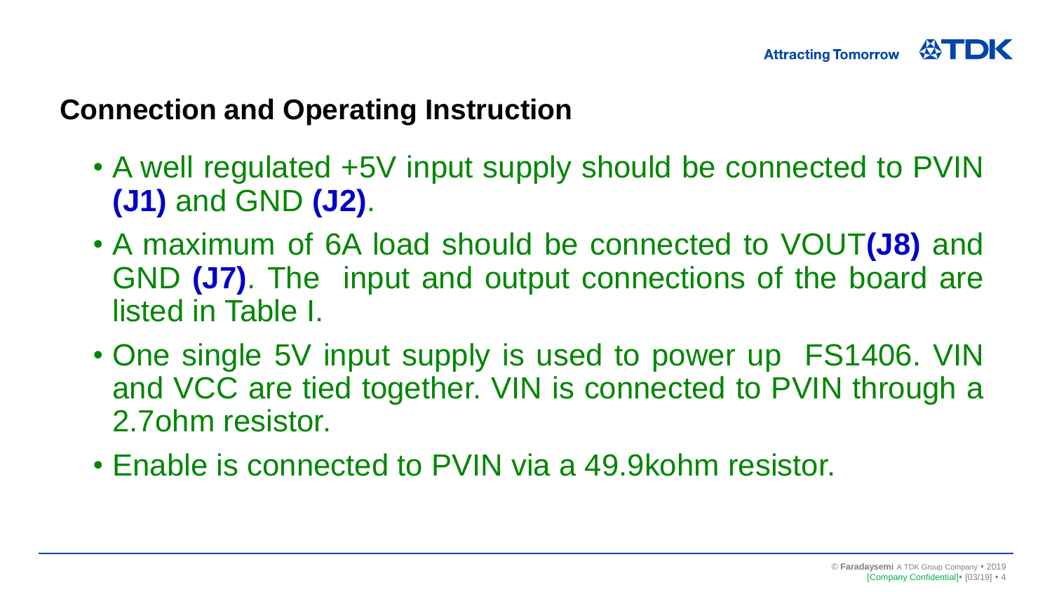## Connection and Operating Instruction

- A well regulated +5V input supply should be connected to PVIN **(J1)** and GND **(J2)**.
- A maximum of 6A load should be connected to VOUT**(J8)** and GND **(J7)**. The input and output connections of the board are listed in Table I.
- One single 5V input supply is used to power up FS1406. VIN and VCC are tied together. VIN is connected to PVIN through a 2.7ohm resistor.
- Enable is connected to PVIN via a 49.9kohm resistor.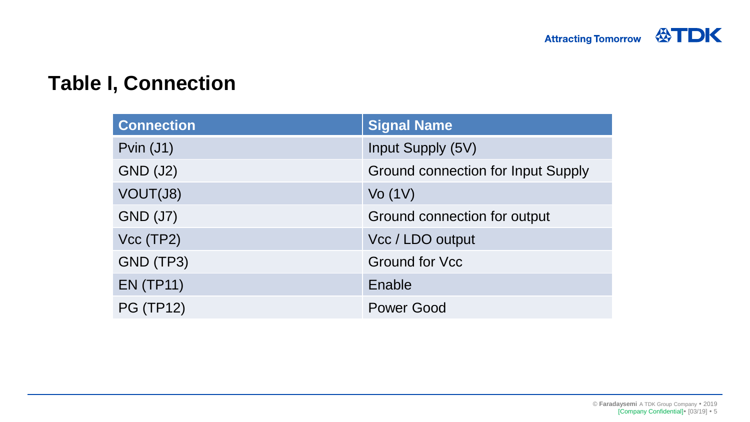## Table I, Connection

| Connection | Signal Name |
| --- | --- |
| Pvin (J1) | Input Supply (5V) |
| GND (J2) | Ground connection for Input Supply |
| VOUT(J8) | Vo (1V) |
| GND (J7) | Ground connection for output |
| Vcc (TP2) | Vcc / LDO output |
| GND (TP3) | Ground for Vcc |
| EN (TP11) | Enable |
| PG (TP12) | Power Good |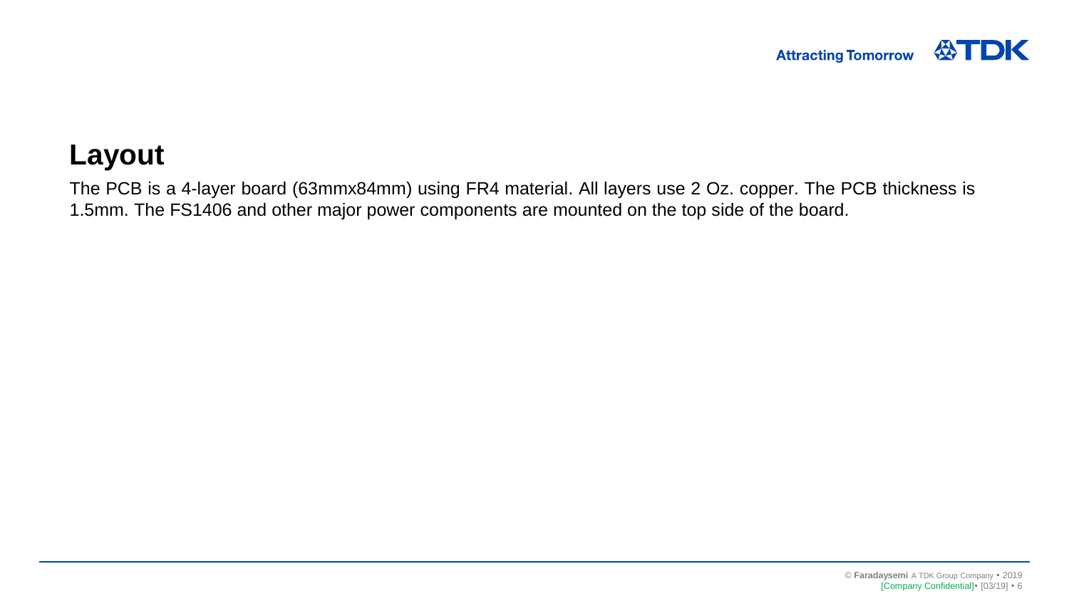# Layout

The PCB is a 4-layer board (63mmx84mm) using FR4 material. All layers use 2 Oz. copper. The PCB thickness is 1.5mm. The FS1406 and other major power components are mounted on the top side of the board.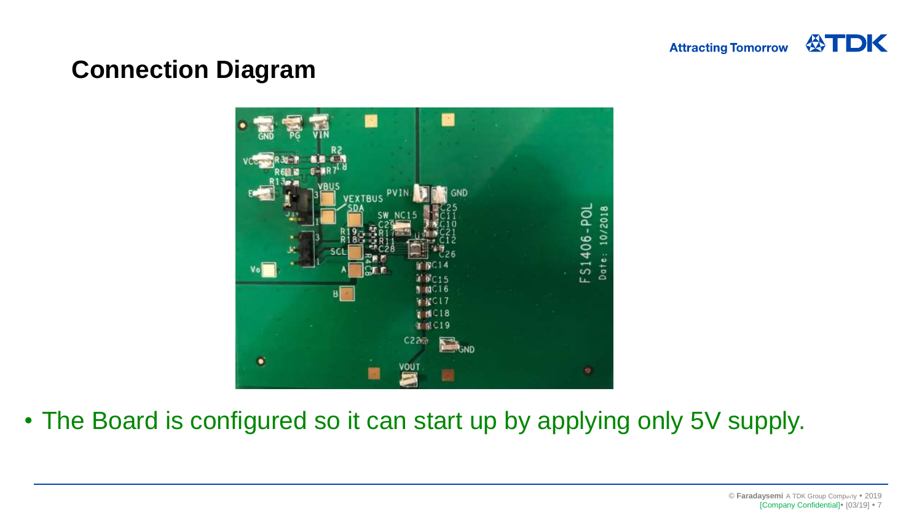## Connection Diagram

- The Board is configured so it can start up by applying only 5V supply.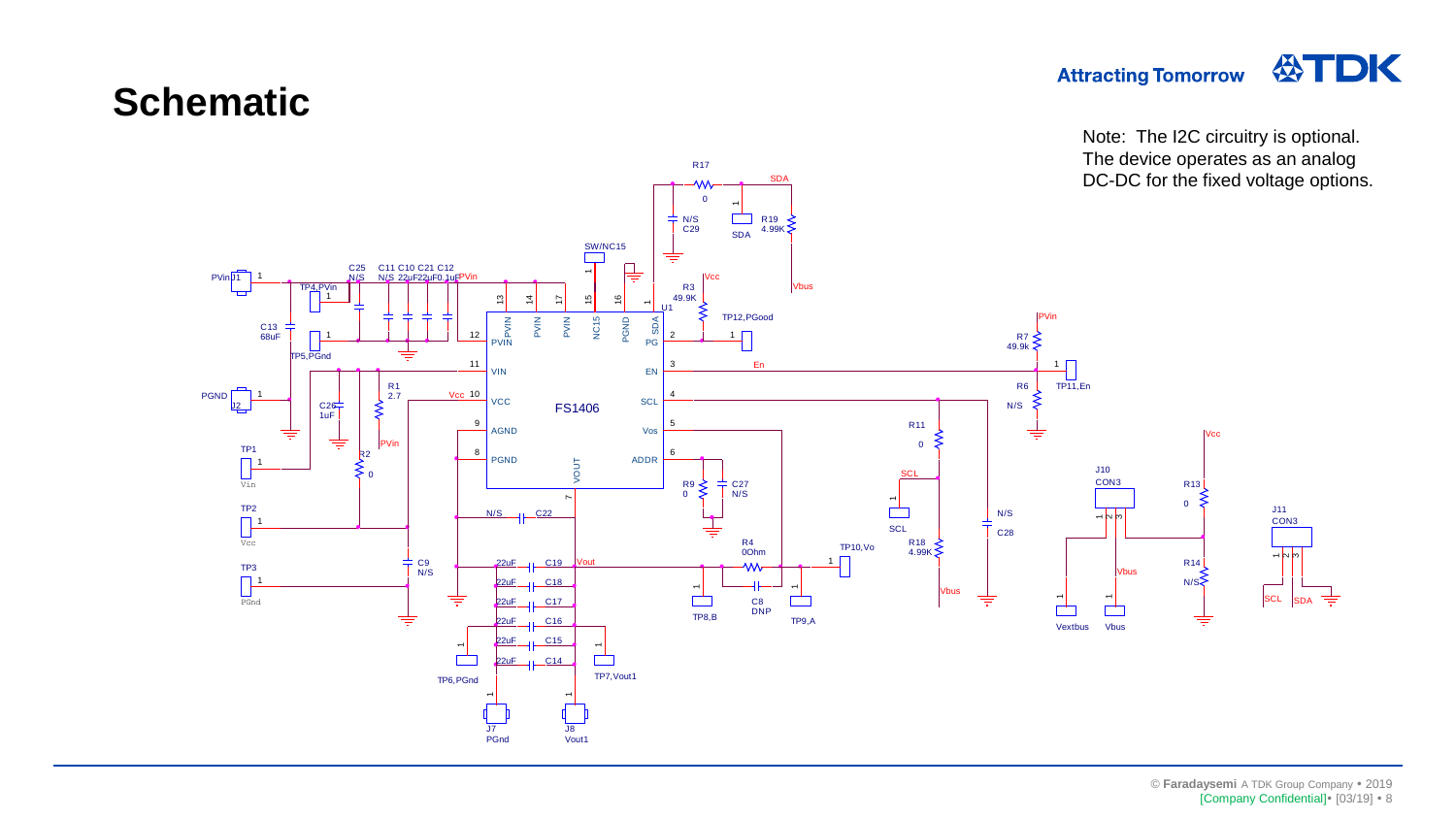# Schematic

Note: The I2C circuitry is optional. The device operates as an analog DC-DC for the fixed voltage options.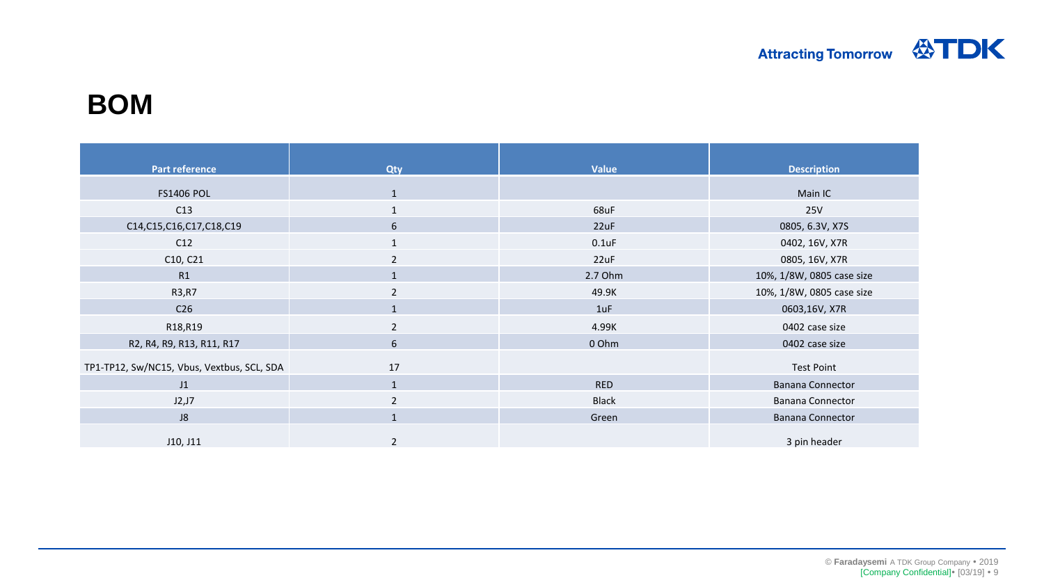# BOM

| Part reference | Qty | Value | Description |
|---|---|---|---|
| FS1406 POL | 1 | | Main IC |
| C13 | 1 | 68uF | 25V |
| C14,C15,C16,C17,C18,C19 | 6 | 22uF | 0805, 6.3V, X7S |
| C12 | 1 | 0.1uF | 0402, 16V, X7R |
| C10, C21 | 2 | 22uF | 0805, 16V, X7R |
| R1 | 1 | 2.7 Ohm | 10%, 1/8W, 0805 case size |
| R3,R7 | 2 | 49.9K | 10%, 1/8W, 0805 case size |
| C26 | 1 | 1uF | 0603,16V, X7R |
| R18,R19 | 2 | 4.99K | 0402 case size |
| R2, R4, R9, R13, R11, R17 | 6 | 0 Ohm | 0402 case size |
| TP1-TP12, Sw/NC15, Vbus, Vextbus, SCL, SDA | 17 | | Test Point |
| J1 | 1 | RED | Banana Connector |
| J2,J7 | 2 | Black | Banana Connector |
| J8 | 1 | Green | Banana Connector |
| J10, J11 | 2 | | 3 pin header |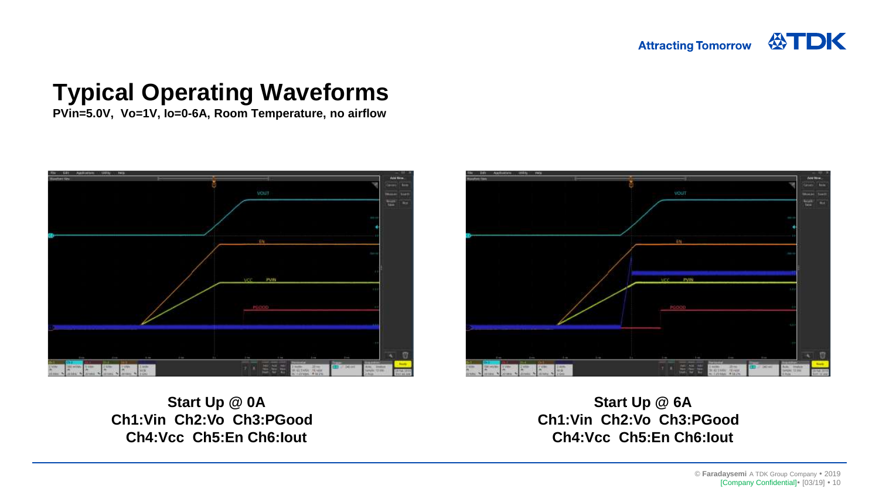# Typical Operating Waveforms

**PVin=5.0V, Vo=1V, Io=0-6A, Room Temperature, no airflow**

**Start Up @ 0A**
**Ch1:Vin Ch2:Vo Ch3:PGood**
**Ch4:Vcc Ch5:En Ch6:Iout**

**Start Up @ 6A**
**Ch1:Vin Ch2:Vo Ch3:PGood**
**Ch4:Vcc Ch5:En Ch6:Iout**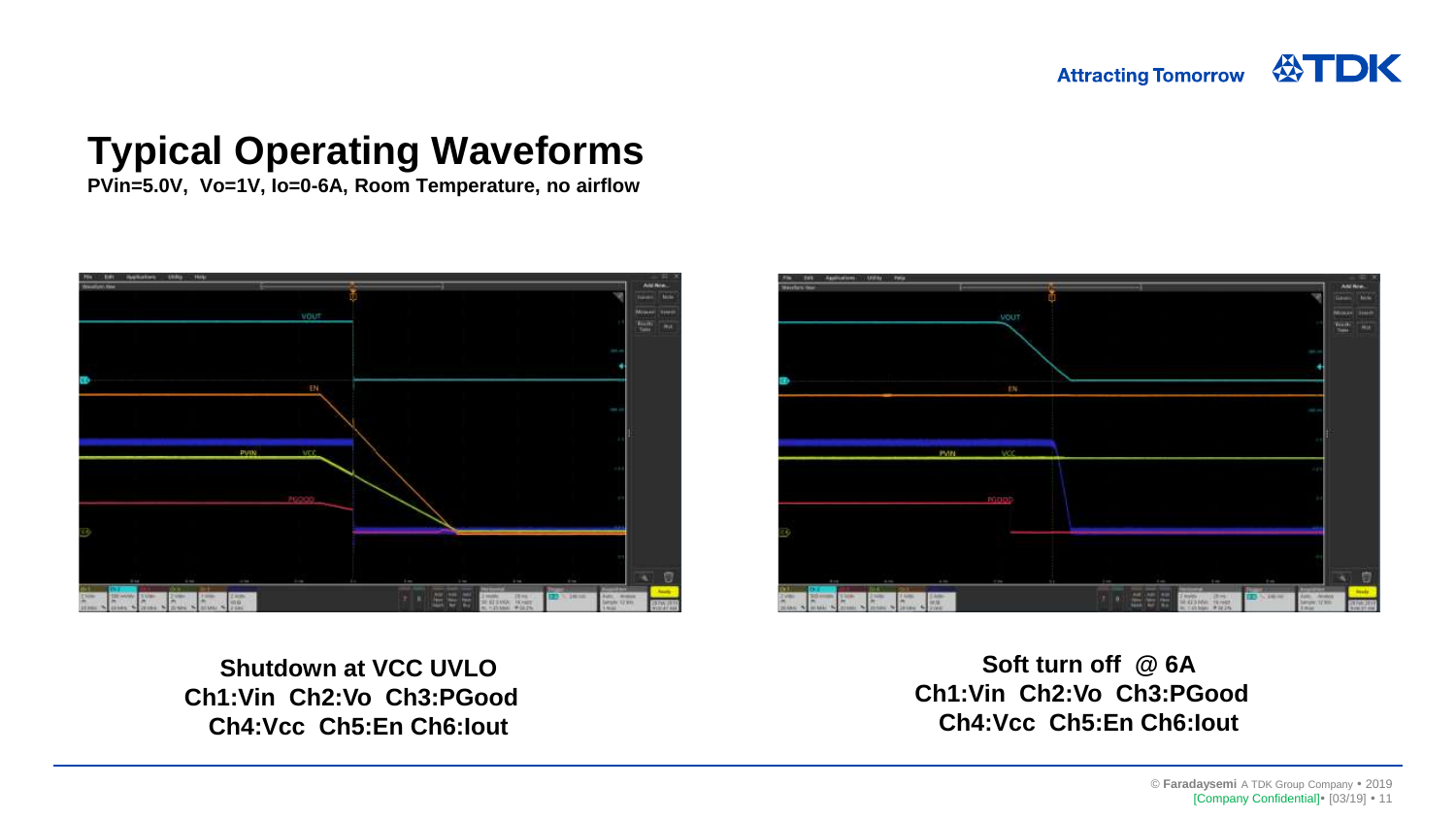# Typical Operating Waveforms

**PVin=5.0V, Vo=1V, Io=0-6A, Room Temperature, no airflow**

**Shutdown at VCC UVLO**
**Ch1:Vin Ch2:Vo Ch3:PGood**
**Ch4:Vcc Ch5:En Ch6:Iout**

**Soft turn off @ 6A**
**Ch1:Vin Ch2:Vo Ch3:PGood**
**Ch4:Vcc Ch5:En Ch6:Iout**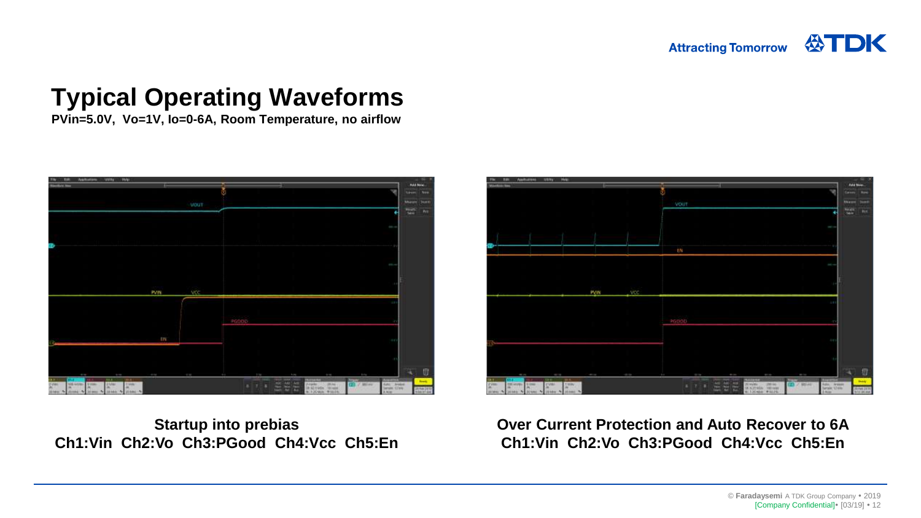# Typical Operating Waveforms

**PVin=5.0V, Vo=1V, Io=0-6A, Room Temperature, no airflow**

**Startup into prebias**
**Ch1:Vin Ch2:Vo Ch3:PGood Ch4:Vcc Ch5:En**

**Over Current Protection and Auto Recover to 6A**
**Ch1:Vin Ch2:Vo Ch3:PGood Ch4:Vcc Ch5:En**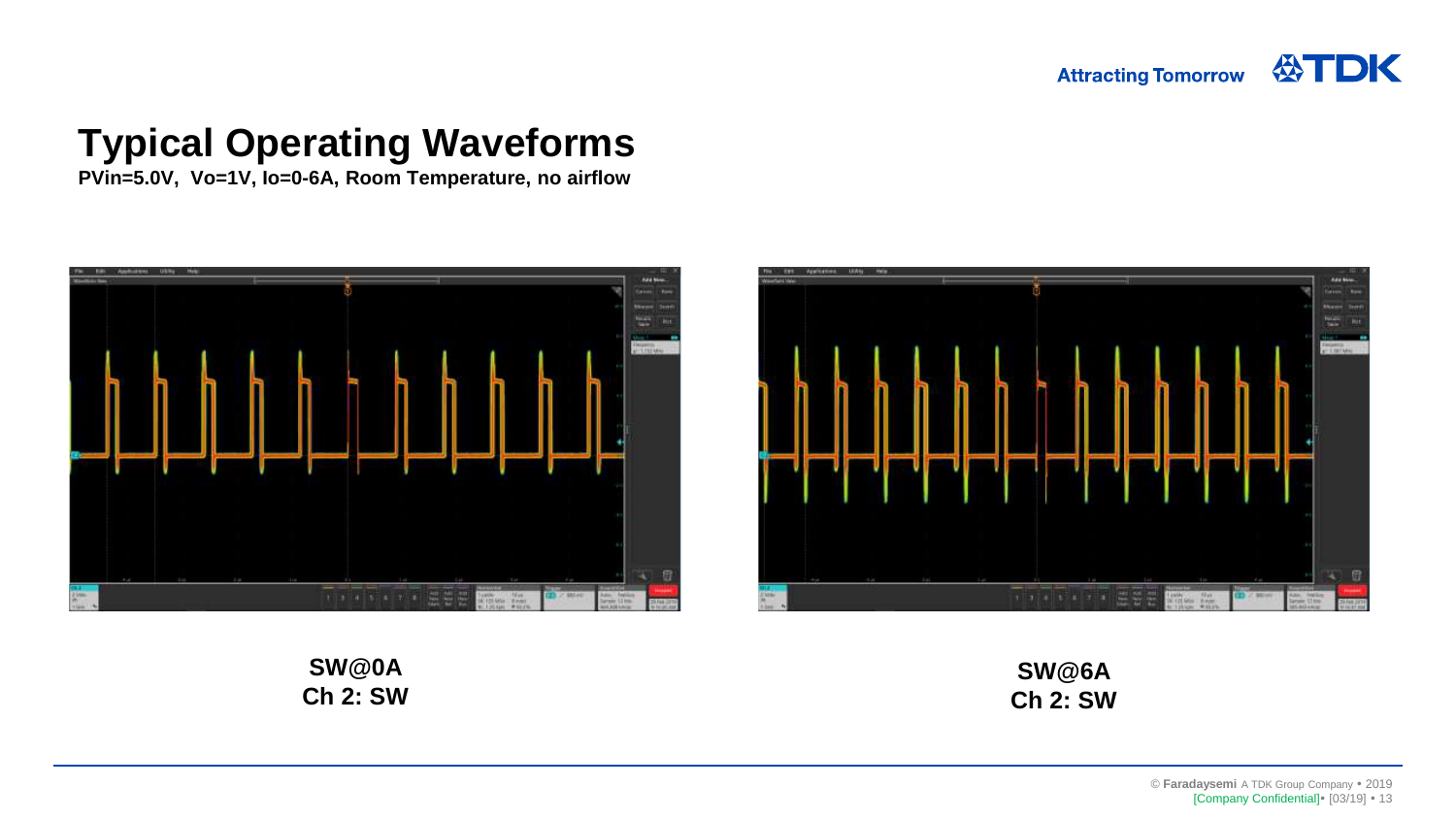# Typical Operating Waveforms

**PVin=5.0V, Vo=1V, Io=0-6A, Room Temperature, no airflow**

**SW@0A**
**Ch 2: SW**

**SW@6A**
**Ch 2: SW**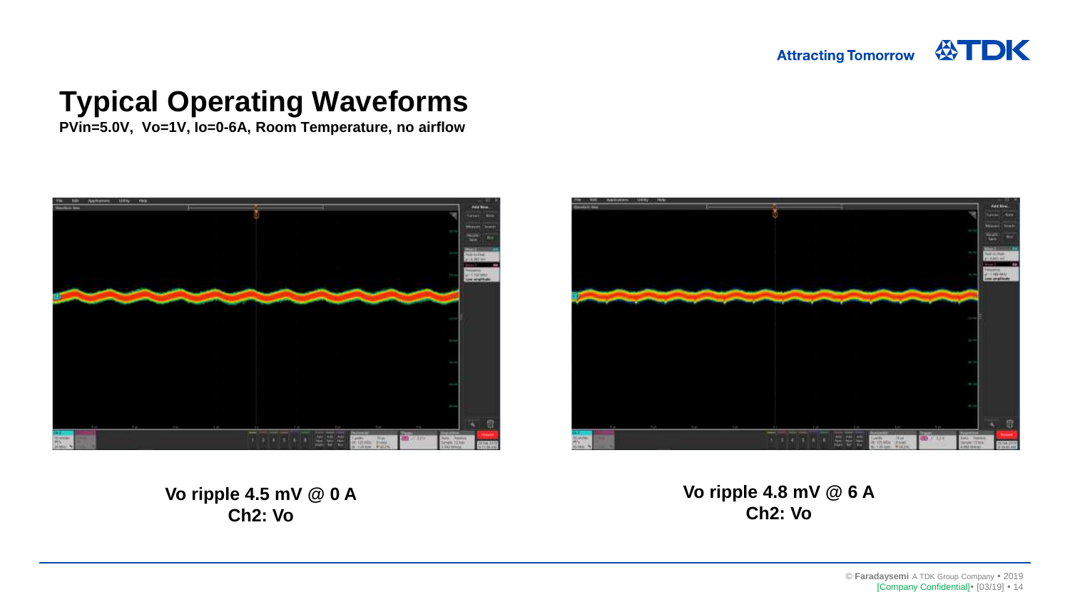# Typical Operating Waveforms

**PVin=5.0V, Vo=1V, Io=0-6A, Room Temperature, no airflow**

**Vo ripple 4.5 mV @ 0 A**
**Ch2: Vo**

**Vo ripple 4.8 mV @ 6 A**
**Ch2: Vo**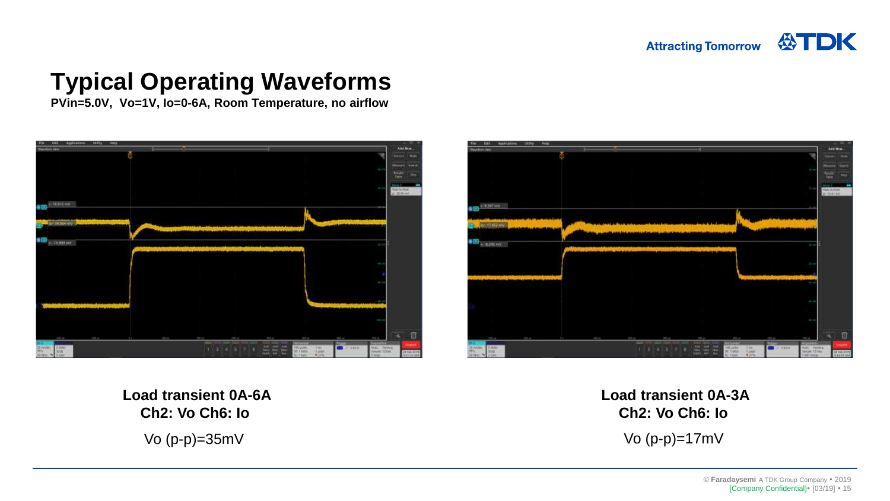# Typical Operating Waveforms

**PVin=5.0V, Vo=1V, Io=0-6A, Room Temperature, no airflow**

**Load transient 0A-6A**
**Ch2: Vo Ch6: Io**

Vo (p-p)=35mV

**Load transient 0A-3A**
**Ch2: Vo Ch6: Io**

Vo (p-p)=17mV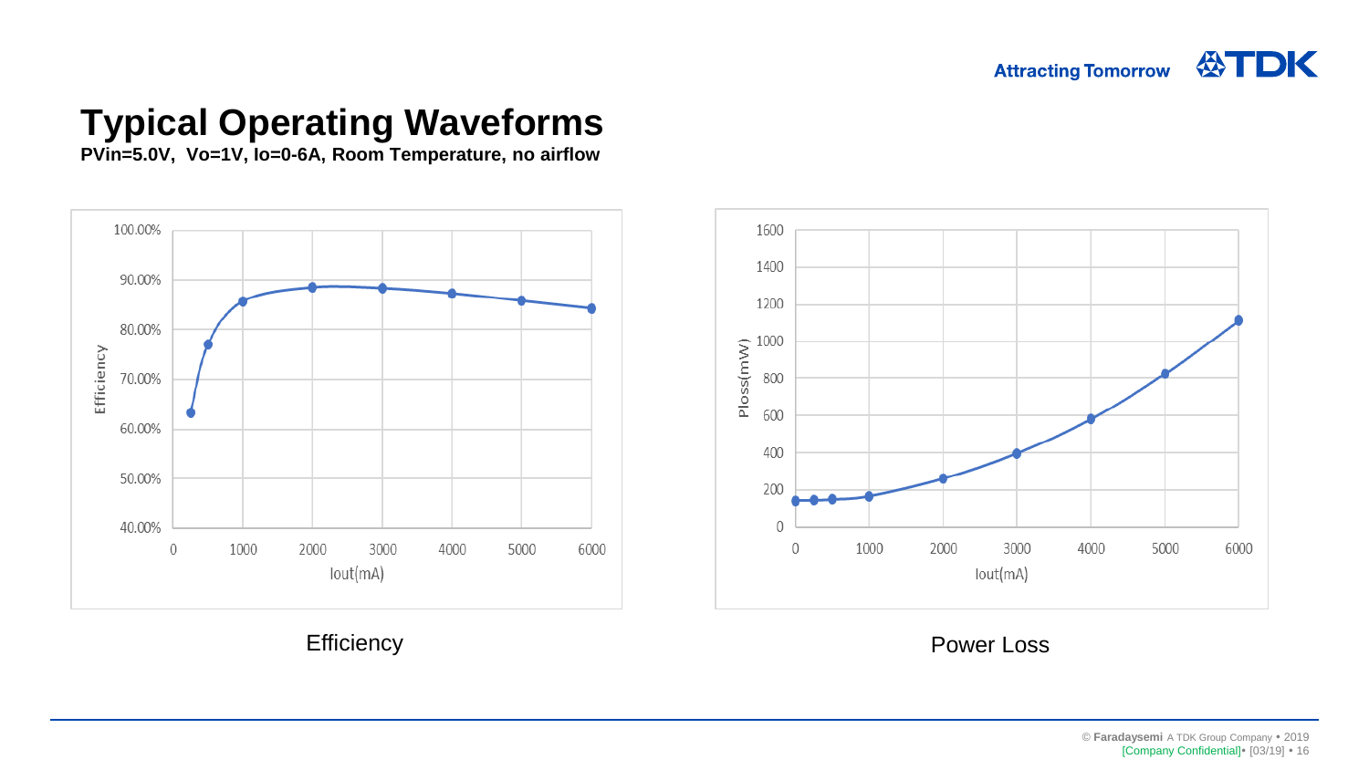# Typical Operating Waveforms

**PVin=5.0V, Vo=1V, Io=0-6A, Room Temperature, no airflow**

Efficiency

Power Loss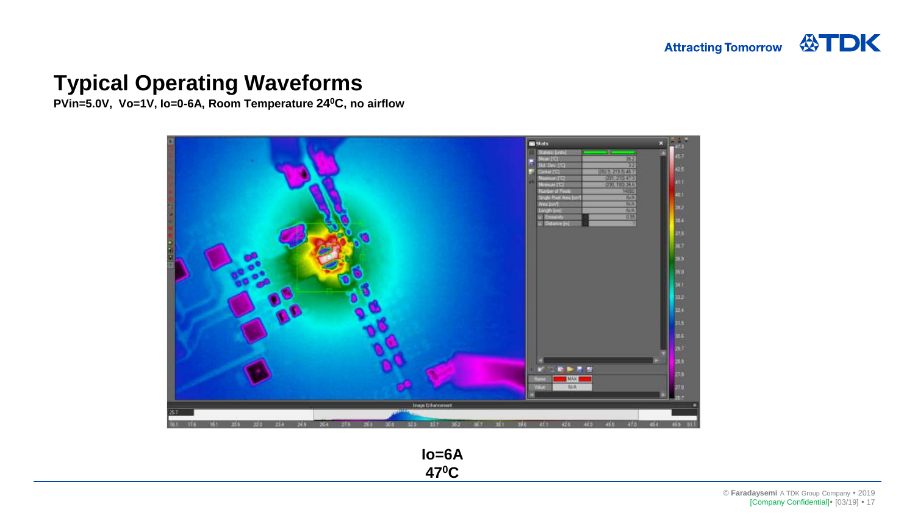# Typical Operating Waveforms

**PVin=5.0V, Vo=1V, Io=0-6A, Room Temperature 24$^0$C, no airflow**

**Io=6A**
**47$^0$C**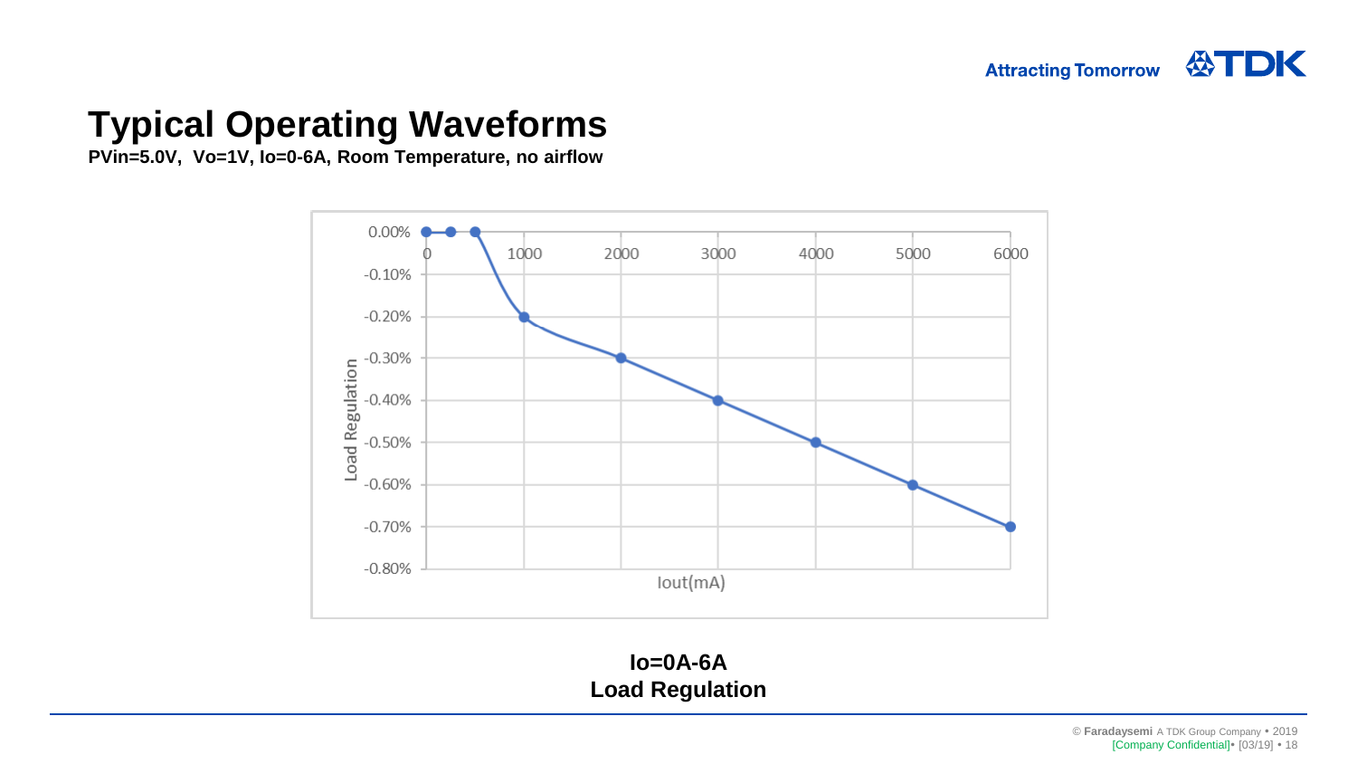# Typical Operating Waveforms

**PVin=5.0V, Vo=1V, Io=0-6A, Room Temperature, no airflow**

**Io=0A-6A**
**Load Regulation**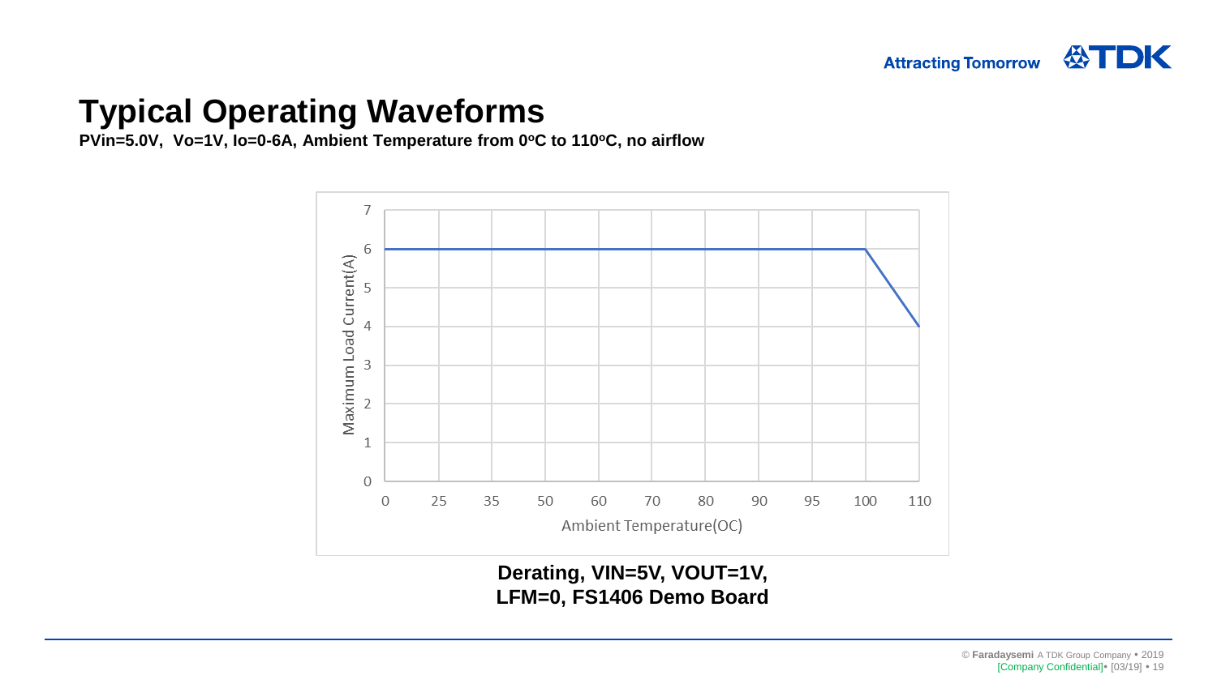# Typical Operating Waveforms

**PVin=5.0V, Vo=1V, Io=0-6A, Ambient Temperature from 0°C to 110°C, no airflow**

**Derating, VIN=5V, VOUT=1V, LFM=0, FS1406 Demo Board**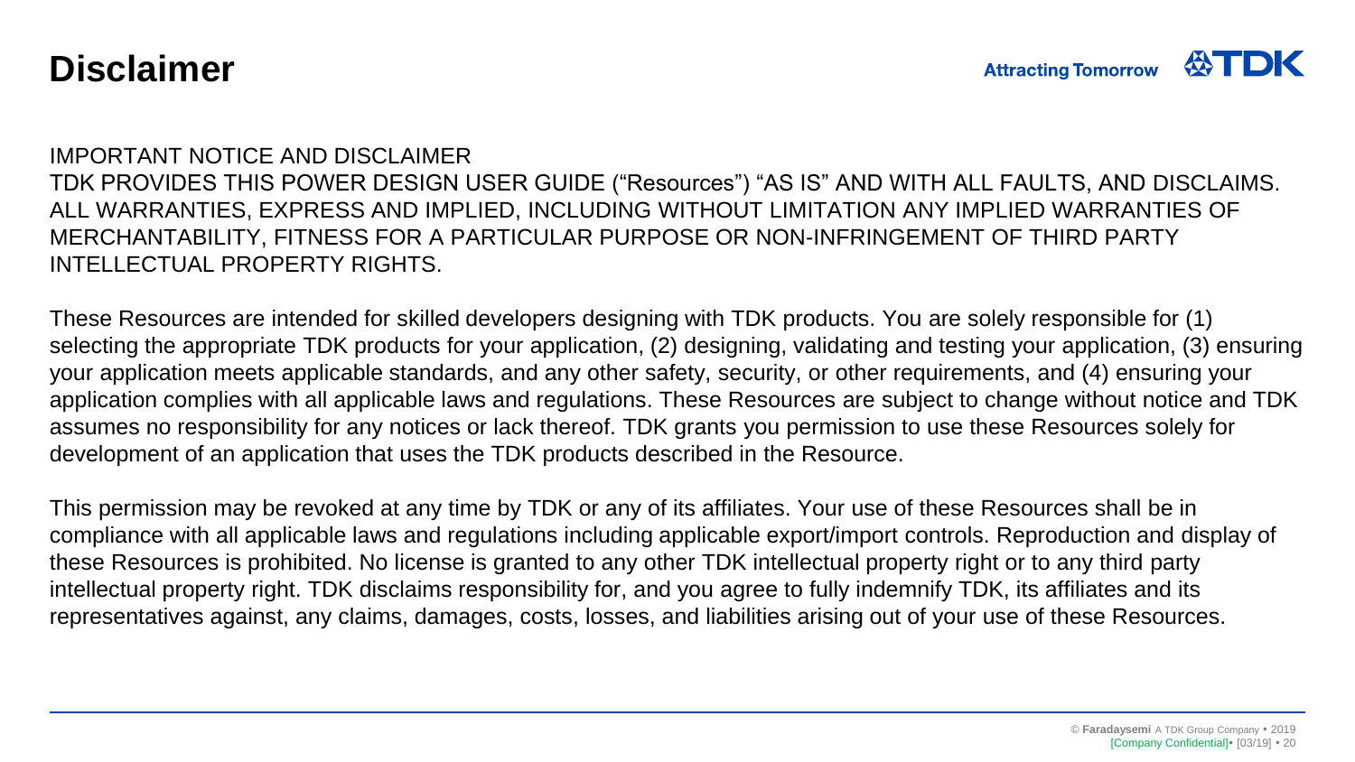# Disclaimer

IMPORTANT NOTICE AND DISCLAIMER
TDK PROVIDES THIS POWER DESIGN USER GUIDE ("Resources") "AS IS" AND WITH ALL FAULTS, AND DISCLAIMS. ALL WARRANTIES, EXPRESS AND IMPLIED, INCLUDING WITHOUT LIMITATION ANY IMPLIED WARRANTIES OF MERCHANTABILITY, FITNESS FOR A PARTICULAR PURPOSE OR NON-INFRINGEMENT OF THIRD PARTY INTELLECTUAL PROPERTY RIGHTS.

These Resources are intended for skilled developers designing with TDK products. You are solely responsible for (1) selecting the appropriate TDK products for your application, (2) designing, validating and testing your application, (3) ensuring your application meets applicable standards, and any other safety, security, or other requirements, and (4) ensuring your application complies with all applicable laws and regulations. These Resources are subject to change without notice and TDK assumes no responsibility for any notices or lack thereof. TDK grants you permission to use these Resources solely for development of an application that uses the TDK products described in the Resource.

This permission may be revoked at any time by TDK or any of its affiliates. Your use of these Resources shall be in compliance with all applicable laws and regulations including applicable export/import controls. Reproduction and display of these Resources is prohibited. No license is granted to any other TDK intellectual property right or to any third party intellectual property right. TDK disclaims responsibility for, and you agree to fully indemnify TDK, its affiliates and its representatives against, any claims, damages, costs, losses, and liabilities arising out of your use of these Resources.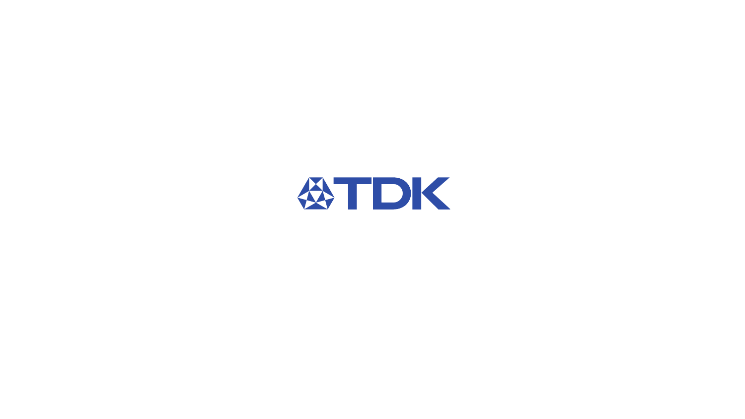TDK